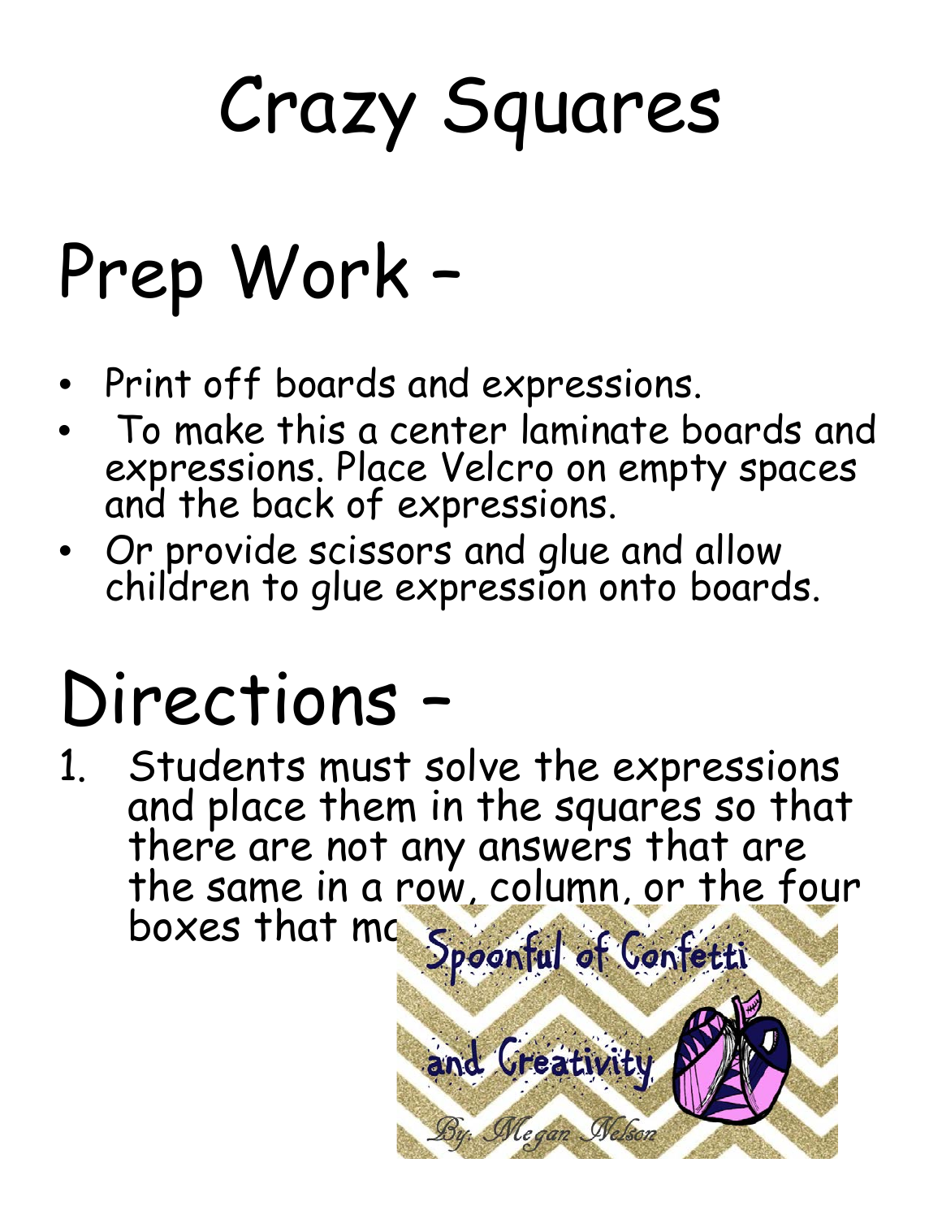# Crazy Squares

## Prep Work –

- Print off boards and expressions.
- To make this a center laminate boards and expressions. Place Velcro on empty spaces and the back of expressions.
- Or provide scissors and glue and allow children to glue expression onto boards.

## Directions –

1. Students must solve the expressions and place them in the squares so that there are not any answers that are the same in a row, column, or the four boxes that mc

Spoonful of Confetti and Creativity

By: Megan Nelson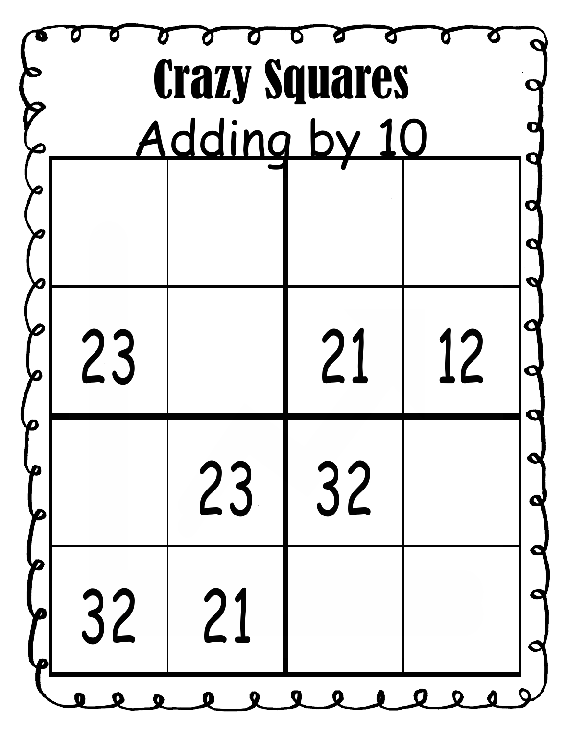# Crazy Squares

## Adding by 10

| | | | |
|---|---|---|---|
| | | | |
| 23 | | 21 | 12 |
| | 23 | 32 | |
| 32 | 21 | | |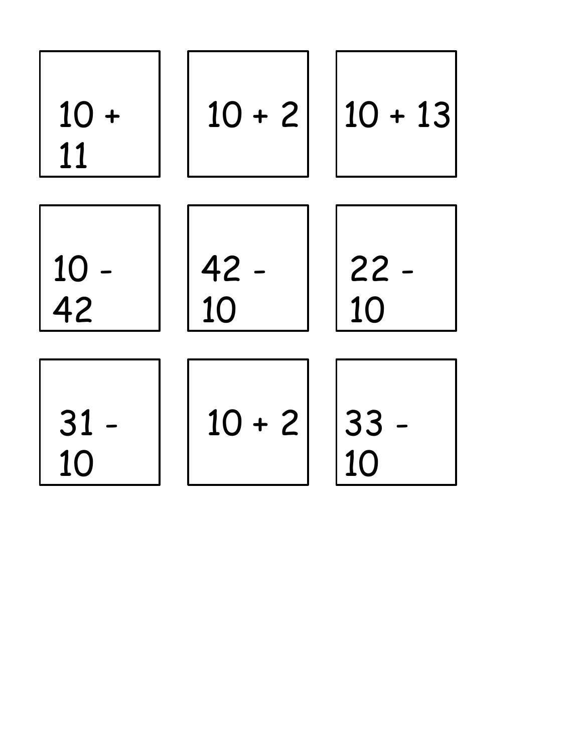| | | |
|---|---|---|
| 10 + 11 | 10 + 2 | 10 + 13 |
| 10 - 42 | 42 - 10 | 22 - 10 |
| 31 - 10 | 10 + 2 | 33 - 10 |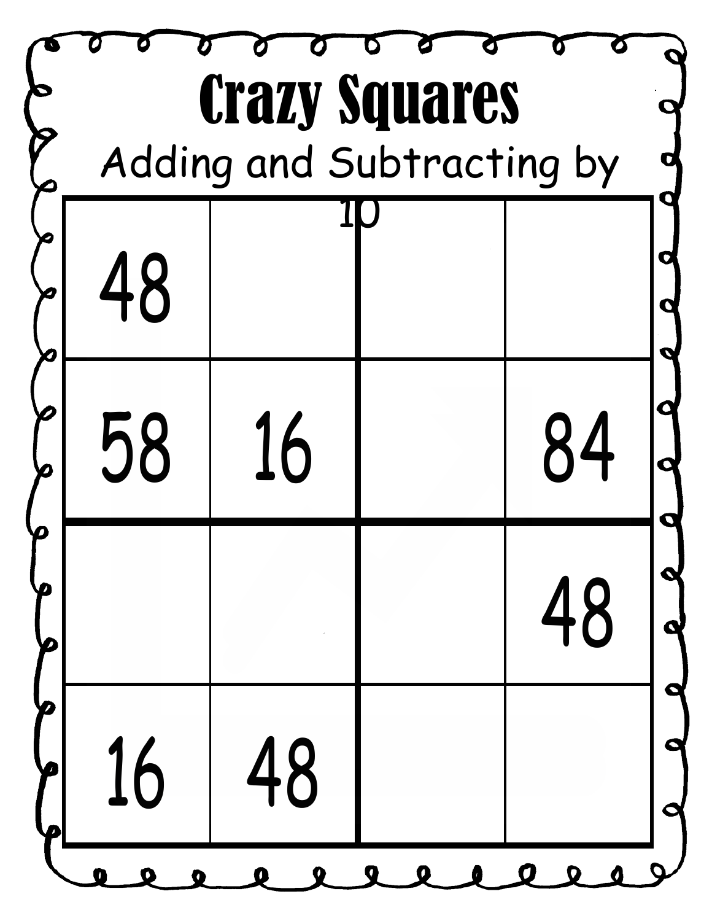# Crazy Squares

Adding and Subtracting by 10

| | | | |
|---|---|---|---|
| 48 | | | |
| 58 | 16 | | 84 |
| | | | 48 |
| 16 | 48 | | |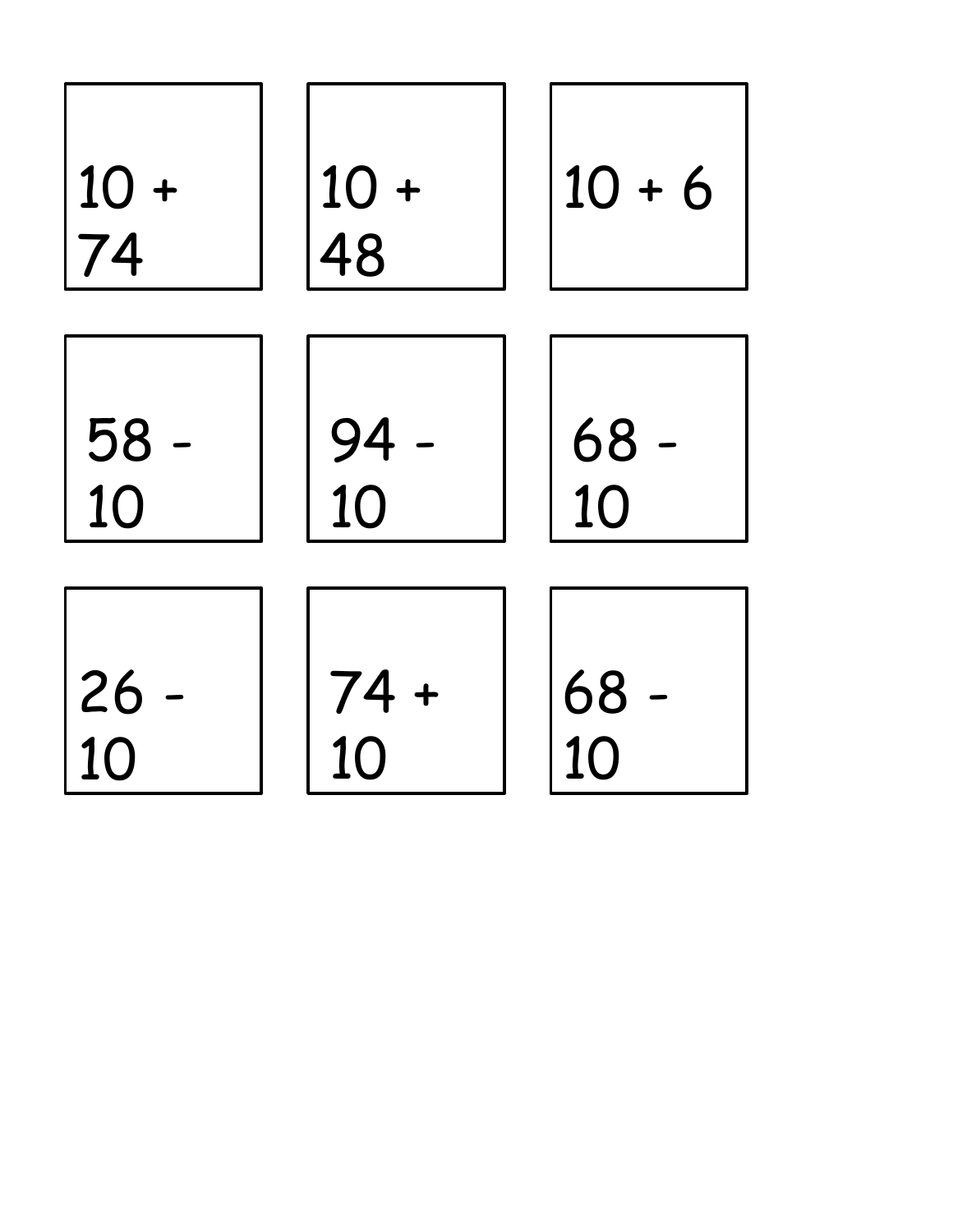| | | |
|---|---|---|
| 10 + 74 | 10 + 48 | 10 + 6 |
| 58 - 10 | 94 - 10 | 68 - 10 |
| 26 - 10 | 74 + 10 | 68 - 10 |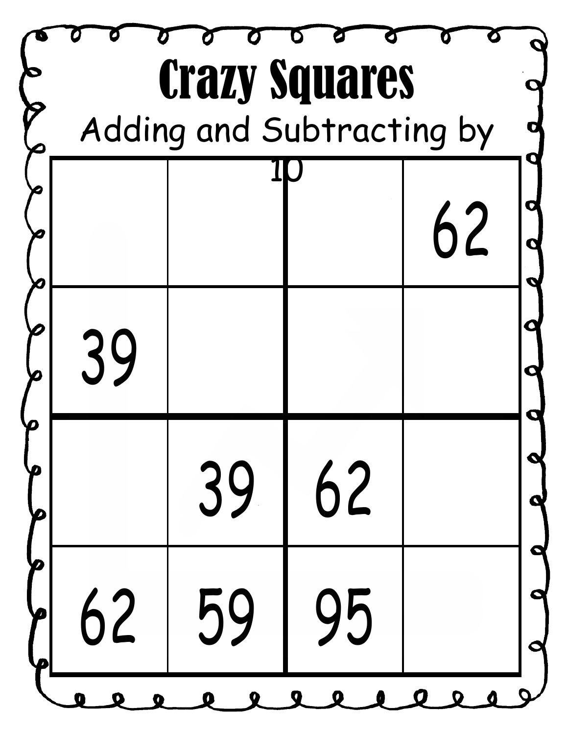# Crazy Squares

Adding and Subtracting by 10

|  |  |  |  |
|---|---|---|---|
|  |  |  | 62 |
| 39 |  |  |  |
|  | 39 | 62 |  |
| 62 | 59 | 95 |  |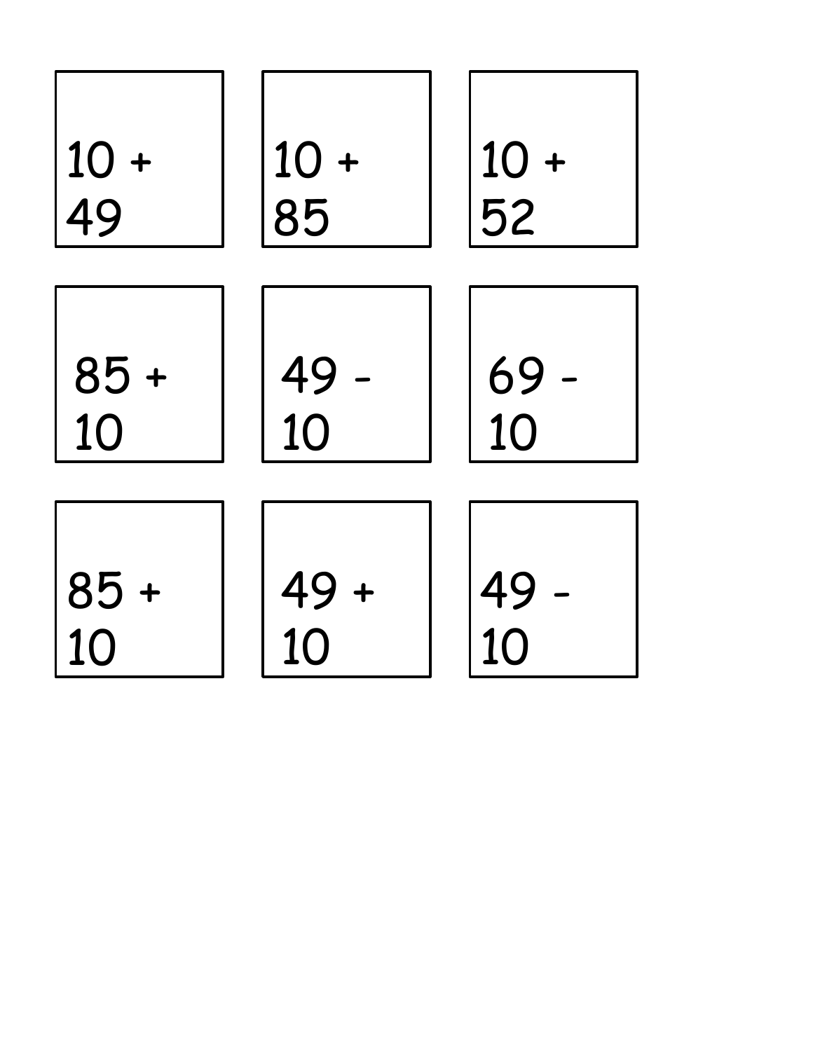| | | |
|---|---|---|
| $10 + 49$ | $10 + 85$ | $10 + 52$ |
| $85 + 10$ | $49 - 10$ | $69 - 10$ |
| $85 + 10$ | $49 + 10$ | $49 - 10$ |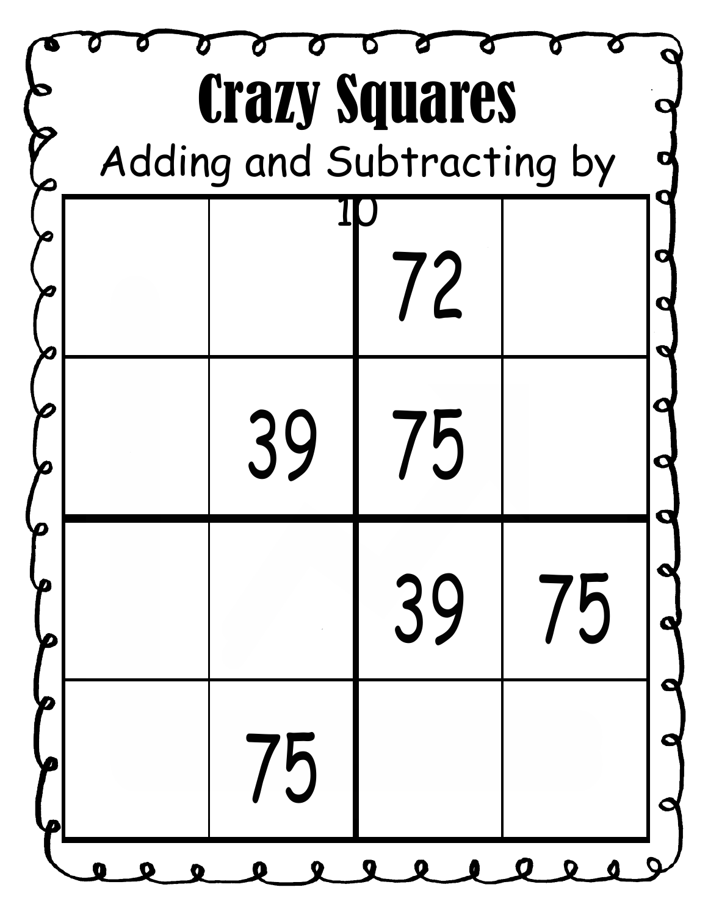# Crazy Squares

Adding and Subtracting by 10

| | | | |
|---|---|---|---|
| | | 72 | |
| | 39 | 75 | |
| | | 39 | 75 |
| | 75 | | |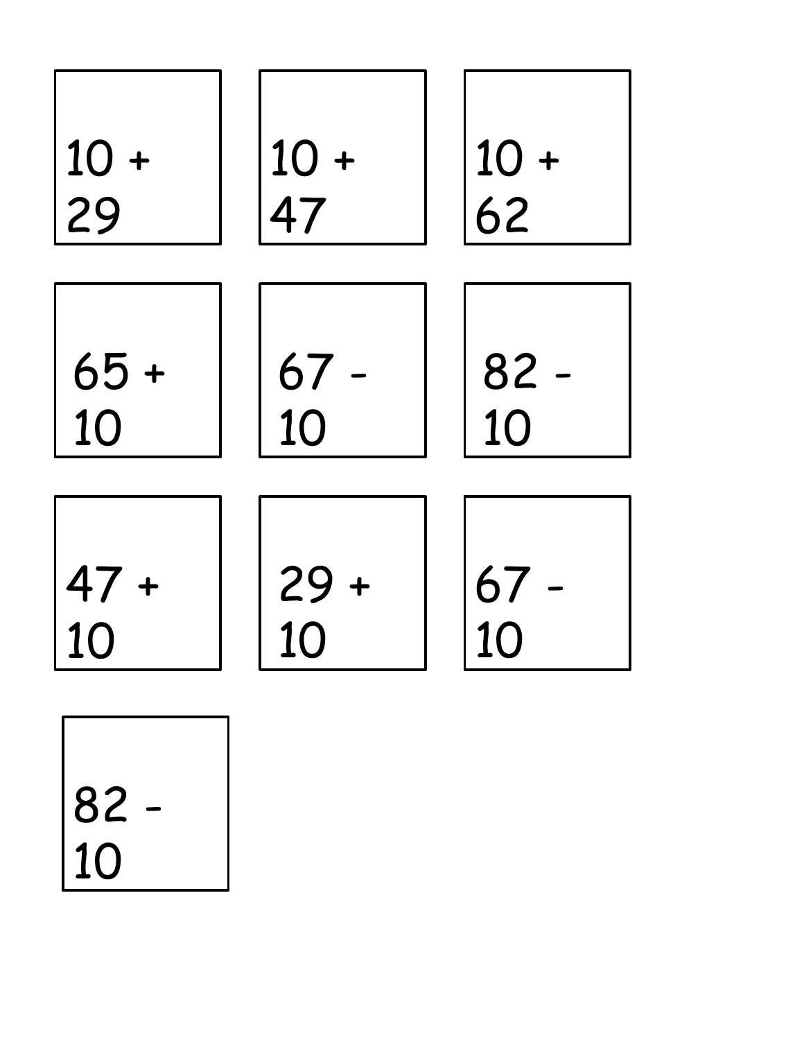| | | |
|---|---|---|
| 10 + 29 | 10 + 47 | 10 + 62 |
| 65 + 10 | 67 - 10 | 82 - 10 |
| 47 + 10 | 29 + 10 | 67 - 10 |
| 82 - 10 | | |